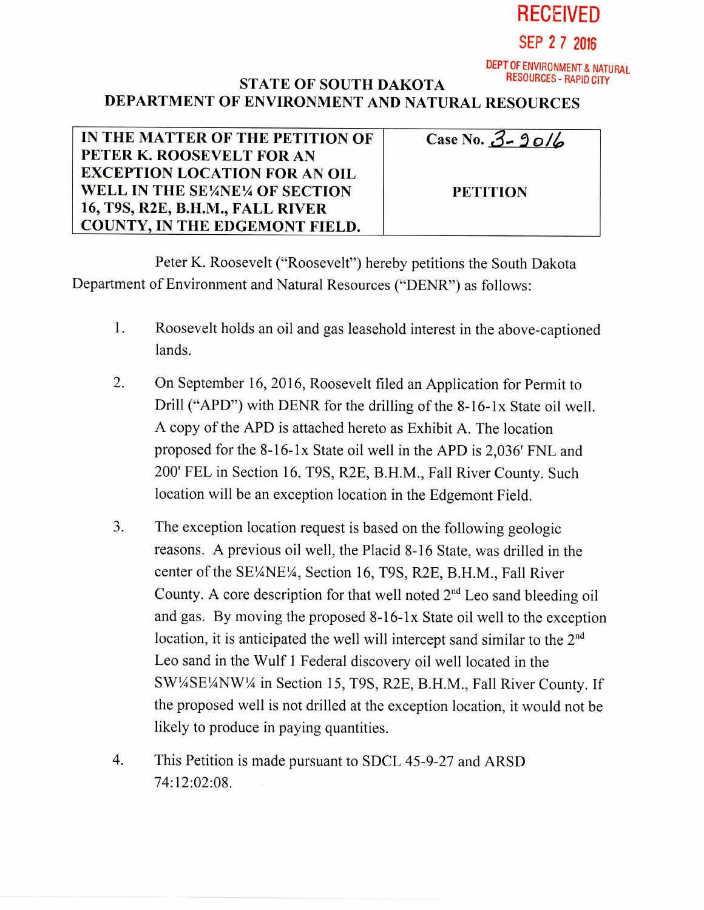RECEIVED

SEP 27 2016

DEPT OF ENVIRONMENT & NATURAL RESOURCES - RAPID CITY

# STATE OF SOUTH DAKOTA
# DEPARTMENT OF ENVIRONMENT AND NATURAL RESOURCES

| IN THE MATTER OF THE PETITION OF PETER K. ROOSEVELT FOR AN EXCEPTION LOCATION FOR AN OIL WELL IN THE SE¼NE¼ OF SECTION 16, T9S, R2E, B.H.M., FALL RIVER COUNTY, IN THE EDGEMONT FIELD. | Case No. 3-2016<br><br>**PETITION** |
|---|---|

Peter K. Roosevelt ("Roosevelt") hereby petitions the South Dakota Department of Environment and Natural Resources ("DENR") as follows:

1. Roosevelt holds an oil and gas leasehold interest in the above-captioned lands.

2. On September 16, 2016, Roosevelt filed an Application for Permit to Drill ("APD") with DENR for the drilling of the 8-16-1x State oil well. A copy of the APD is attached hereto as Exhibit A. The location proposed for the 8-16-1x State oil well in the APD is 2,036' FNL and 200' FEL in Section 16, T9S, R2E, B.H.M., Fall River County. Such location will be an exception location in the Edgemont Field.

3. The exception location request is based on the following geologic reasons. A previous oil well, the Placid 8-16 State, was drilled in the center of the SE¼NE¼, Section 16, T9S, R2E, B.H.M., Fall River County. A core description for that well noted 2nd Leo sand bleeding oil and gas. By moving the proposed 8-16-1x State oil well to the exception location, it is anticipated the well will intercept sand similar to the 2nd Leo sand in the Wulf 1 Federal discovery oil well located in the SW¼SE¼NW¼ in Section 15, T9S, R2E, B.H.M., Fall River County. If the proposed well is not drilled at the exception location, it would not be likely to produce in paying quantities.

4. This Petition is made pursuant to SDCL 45-9-27 and ARSD 74:12:02:08.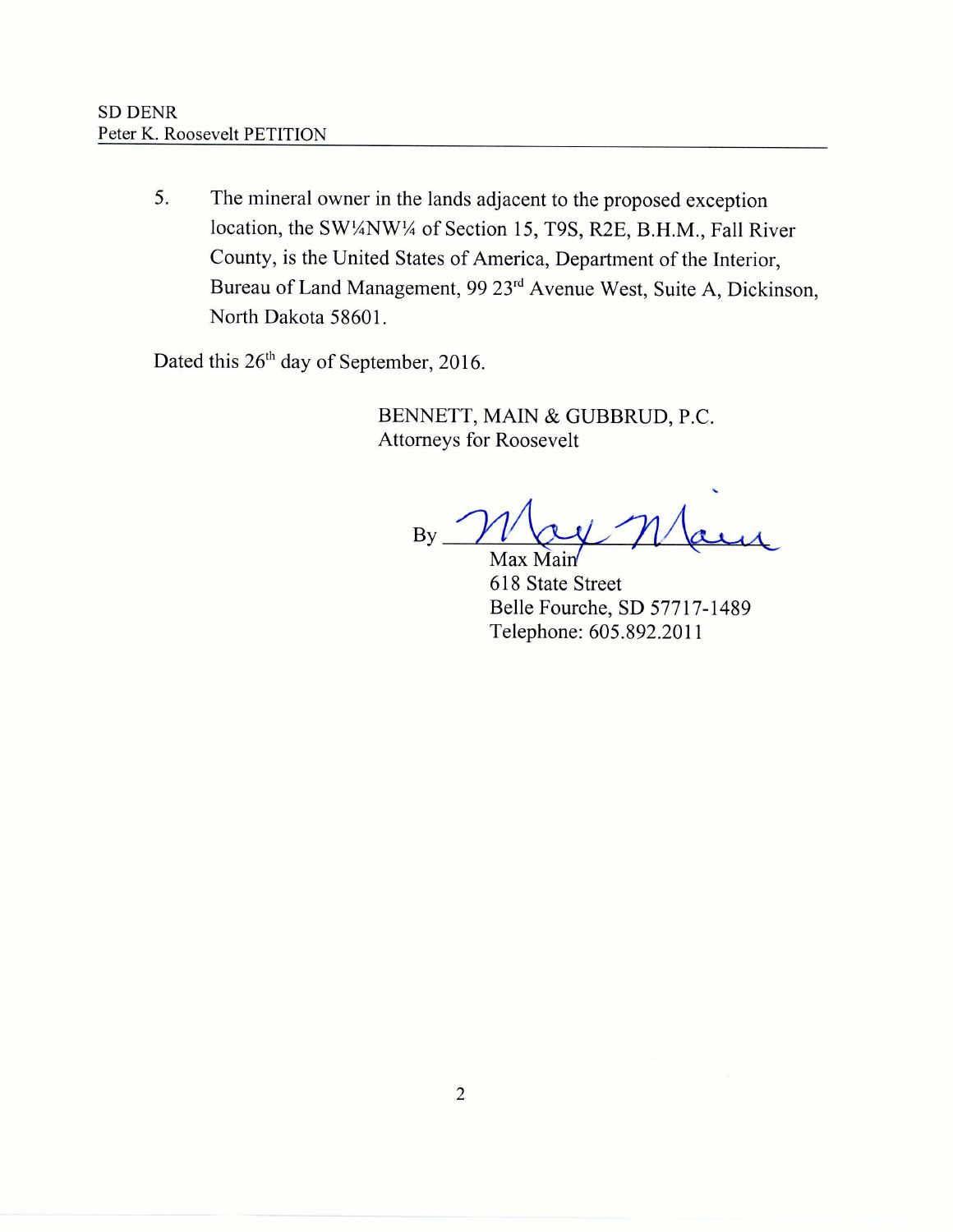5. The mineral owner in the lands adjacent to the proposed exception location, the SW¼NW¼ of Section 15, T9S, R2E, B.H.M., Fall River County, is the United States of America, Department of the Interior, Bureau of Land Management, 99 23rd Avenue West, Suite A, Dickinson, North Dakota 58601.

Dated this 26th day of September, 2016.

BENNETT, MAIN & GUBBRUD, P.C.
Attorneys for Roosevelt

By ______________________
Max Main
618 State Street
Belle Fourche, SD 57717-1489
Telephone: 605.892.2011